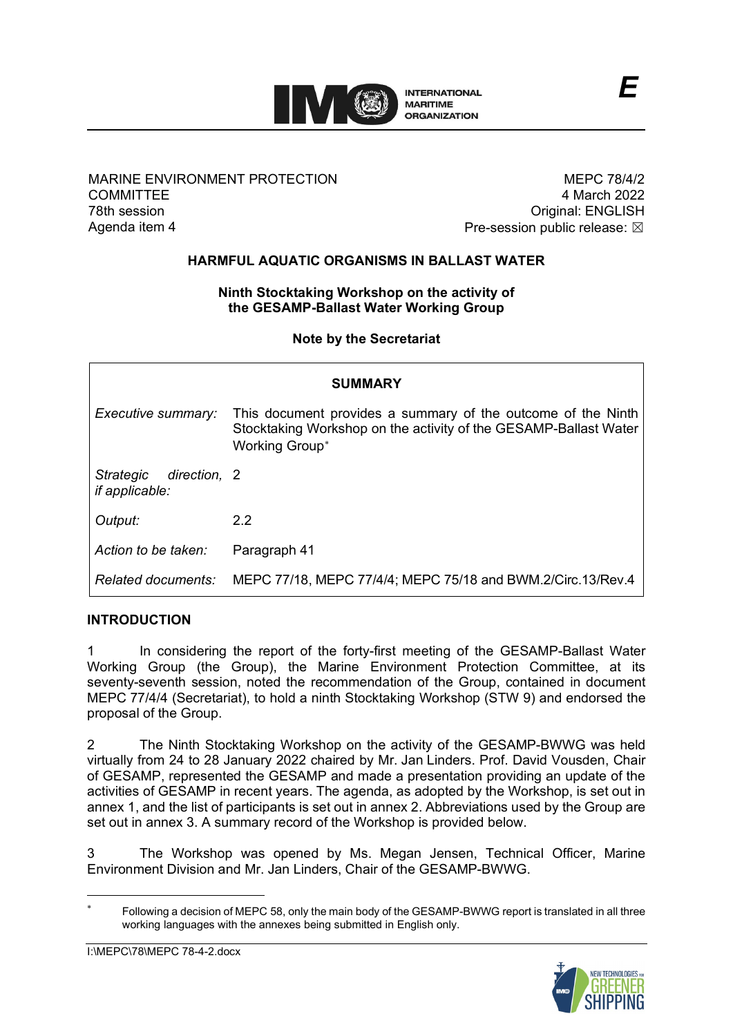MARINE ENVIRONMENT PROTECTION COMMITTEE
78th session
Agenda item 4

MEPC 78/4/2
4 March 2022
Original: ENGLISH
Pre-session public release: ☒

## HARMFUL AQUATIC ORGANISMS IN BALLAST WATER

### Ninth Stocktaking Workshop on the activity of the GESAMP-Ballast Water Working Group

**Note by the Secretariat**

| SUMMARY | |
|---|---|
| *Executive summary:* | This document provides a summary of the outcome of the Ninth Stocktaking Workshop on the activity of the GESAMP-Ballast Water Working Group* |
| *Strategic direction, if applicable:* | 2 |
| *Output:* | 2.2 |
| *Action to be taken:* | Paragraph 41 |
| *Related documents:* | MEPC 77/18, MEPC 77/4/4; MEPC 75/18 and BWM.2/Circ.13/Rev.4 |

## INTRODUCTION

1 In considering the report of the forty-first meeting of the GESAMP-Ballast Water Working Group (the Group), the Marine Environment Protection Committee, at its seventy-seventh session, noted the recommendation of the Group, contained in document MEPC 77/4/4 (Secretariat), to hold a ninth Stocktaking Workshop (STW 9) and endorsed the proposal of the Group.

2 The Ninth Stocktaking Workshop on the activity of the GESAMP-BWWG was held virtually from 24 to 28 January 2022 chaired by Mr. Jan Linders. Prof. David Vousden, Chair of GESAMP, represented the GESAMP and made a presentation providing an update of the activities of GESAMP in recent years. The agenda, as adopted by the Workshop, is set out in annex 1, and the list of participants is set out in annex 2. Abbreviations used by the Group are set out in annex 3. A summary record of the Workshop is provided below.

3 The Workshop was opened by Ms. Megan Jensen, Technical Officer, Marine Environment Division and Mr. Jan Linders, Chair of the GESAMP-BWWG.

* Following a decision of MEPC 58, only the main body of the GESAMP-BWWG report is translated in all three working languages with the annexes being submitted in English only.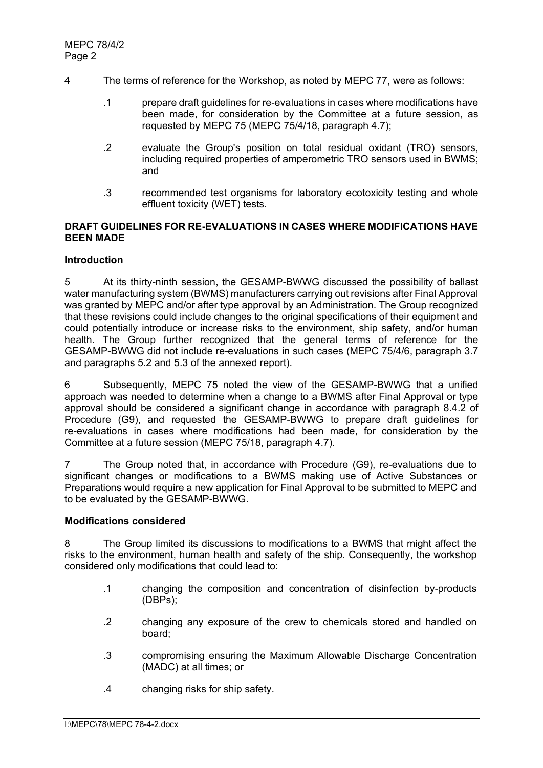4 The terms of reference for the Workshop, as noted by MEPC 77, were as follows:

.1 prepare draft guidelines for re-evaluations in cases where modifications have been made, for consideration by the Committee at a future session, as requested by MEPC 75 (MEPC 75/4/18, paragraph 4.7);

.2 evaluate the Group's position on total residual oxidant (TRO) sensors, including required properties of amperometric TRO sensors used in BWMS; and

.3 recommended test organisms for laboratory ecotoxicity testing and whole effluent toxicity (WET) tests.

**DRAFT GUIDELINES FOR RE-EVALUATIONS IN CASES WHERE MODIFICATIONS HAVE BEEN MADE**

**Introduction**

5 At its thirty-ninth session, the GESAMP-BWWG discussed the possibility of ballast water manufacturing system (BWMS) manufacturers carrying out revisions after Final Approval was granted by MEPC and/or after type approval by an Administration. The Group recognized that these revisions could include changes to the original specifications of their equipment and could potentially introduce or increase risks to the environment, ship safety, and/or human health. The Group further recognized that the general terms of reference for the GESAMP-BWWG did not include re-evaluations in such cases (MEPC 75/4/6, paragraph 3.7 and paragraphs 5.2 and 5.3 of the annexed report).

6 Subsequently, MEPC 75 noted the view of the GESAMP-BWWG that a unified approach was needed to determine when a change to a BWMS after Final Approval or type approval should be considered a significant change in accordance with paragraph 8.4.2 of Procedure (G9), and requested the GESAMP-BWWG to prepare draft guidelines for re-evaluations in cases where modifications had been made, for consideration by the Committee at a future session (MEPC 75/18, paragraph 4.7).

7 The Group noted that, in accordance with Procedure (G9), re-evaluations due to significant changes or modifications to a BWMS making use of Active Substances or Preparations would require a new application for Final Approval to be submitted to MEPC and to be evaluated by the GESAMP-BWWG.

**Modifications considered**

8 The Group limited its discussions to modifications to a BWMS that might affect the risks to the environment, human health and safety of the ship. Consequently, the workshop considered only modifications that could lead to:

.1 changing the composition and concentration of disinfection by-products (DBPs);

.2 changing any exposure of the crew to chemicals stored and handled on board;

.3 compromising ensuring the Maximum Allowable Discharge Concentration (MADC) at all times; or

.4 changing risks for ship safety.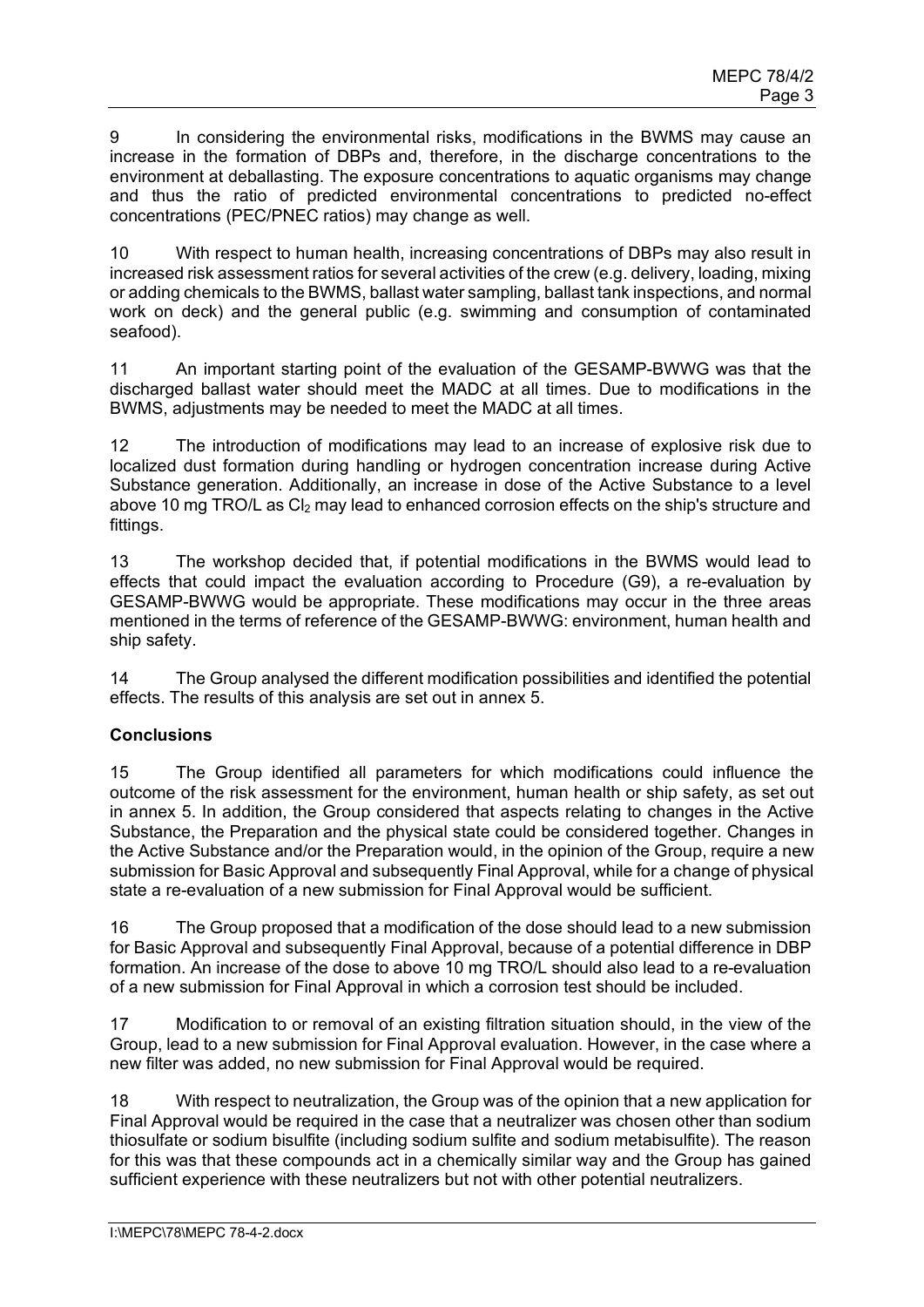9 In considering the environmental risks, modifications in the BWMS may cause an increase in the formation of DBPs and, therefore, in the discharge concentrations to the environment at deballasting. The exposure concentrations to aquatic organisms may change and thus the ratio of predicted environmental concentrations to predicted no-effect concentrations (PEC/PNEC ratios) may change as well.

10 With respect to human health, increasing concentrations of DBPs may also result in increased risk assessment ratios for several activities of the crew (e.g. delivery, loading, mixing or adding chemicals to the BWMS, ballast water sampling, ballast tank inspections, and normal work on deck) and the general public (e.g. swimming and consumption of contaminated seafood).

11 An important starting point of the evaluation of the GESAMP-BWWG was that the discharged ballast water should meet the MADC at all times. Due to modifications in the BWMS, adjustments may be needed to meet the MADC at all times.

12 The introduction of modifications may lead to an increase of explosive risk due to localized dust formation during handling or hydrogen concentration increase during Active Substance generation. Additionally, an increase in dose of the Active Substance to a level above 10 mg TRO/L as $Cl_2$ may lead to enhanced corrosion effects on the ship's structure and fittings.

13 The workshop decided that, if potential modifications in the BWMS would lead to effects that could impact the evaluation according to Procedure (G9), a re-evaluation by GESAMP-BWWG would be appropriate. These modifications may occur in the three areas mentioned in the terms of reference of the GESAMP-BWWG: environment, human health and ship safety.

14 The Group analysed the different modification possibilities and identified the potential effects. The results of this analysis are set out in annex 5.

**Conclusions**

15 The Group identified all parameters for which modifications could influence the outcome of the risk assessment for the environment, human health or ship safety, as set out in annex 5. In addition, the Group considered that aspects relating to changes in the Active Substance, the Preparation and the physical state could be considered together. Changes in the Active Substance and/or the Preparation would, in the opinion of the Group, require a new submission for Basic Approval and subsequently Final Approval, while for a change of physical state a re-evaluation of a new submission for Final Approval would be sufficient.

16 The Group proposed that a modification of the dose should lead to a new submission for Basic Approval and subsequently Final Approval, because of a potential difference in DBP formation. An increase of the dose to above 10 mg TRO/L should also lead to a re-evaluation of a new submission for Final Approval in which a corrosion test should be included.

17 Modification to or removal of an existing filtration situation should, in the view of the Group, lead to a new submission for Final Approval evaluation. However, in the case where a new filter was added, no new submission for Final Approval would be required.

18 With respect to neutralization, the Group was of the opinion that a new application for Final Approval would be required in the case that a neutralizer was chosen other than sodium thiosulfate or sodium bisulfite (including sodium sulfite and sodium metabisulfite). The reason for this was that these compounds act in a chemically similar way and the Group has gained sufficient experience with these neutralizers but not with other potential neutralizers.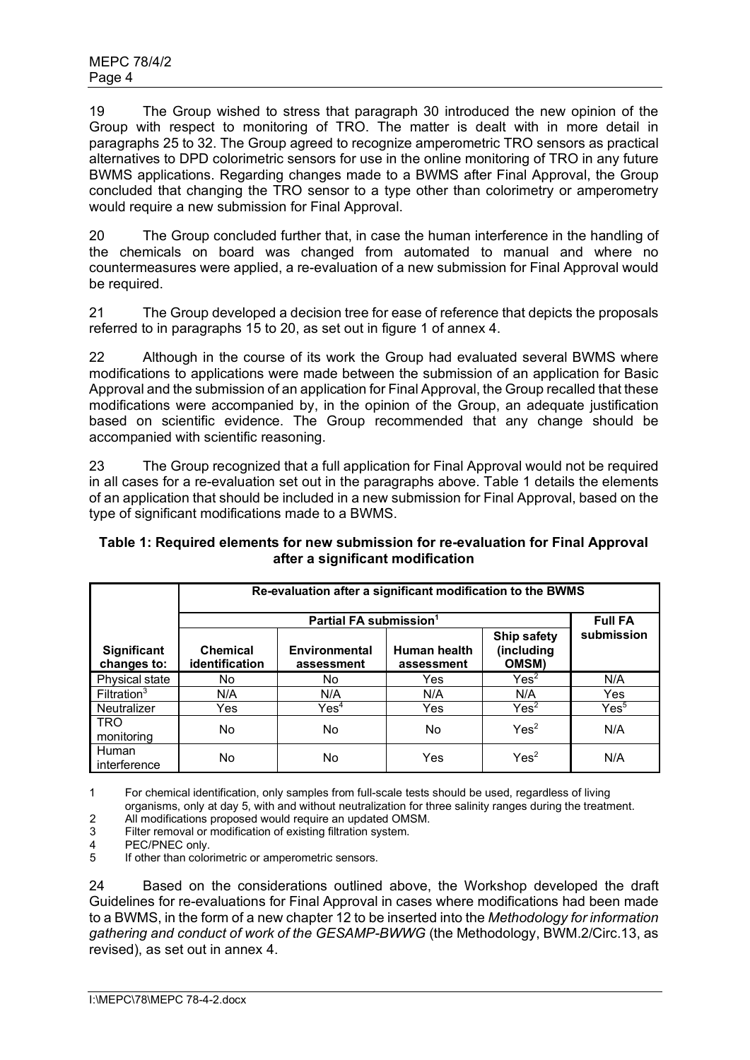19 The Group wished to stress that paragraph 30 introduced the new opinion of the Group with respect to monitoring of TRO. The matter is dealt with in more detail in paragraphs 25 to 32. The Group agreed to recognize amperometric TRO sensors as practical alternatives to DPD colorimetric sensors for use in the online monitoring of TRO in any future BWMS applications. Regarding changes made to a BWMS after Final Approval, the Group concluded that changing the TRO sensor to a type other than colorimetry or amperometry would require a new submission for Final Approval.

20 The Group concluded further that, in case the human interference in the handling of the chemicals on board was changed from automated to manual and where no countermeasures were applied, a re-evaluation of a new submission for Final Approval would be required.

21 The Group developed a decision tree for ease of reference that depicts the proposals referred to in paragraphs 15 to 20, as set out in figure 1 of annex 4.

22 Although in the course of its work the Group had evaluated several BWMS where modifications to applications were made between the submission of an application for Basic Approval and the submission of an application for Final Approval, the Group recalled that these modifications were accompanied by, in the opinion of the Group, an adequate justification based on scientific evidence. The Group recommended that any change should be accompanied with scientific reasoning.

23 The Group recognized that a full application for Final Approval would not be required in all cases for a re-evaluation set out in the paragraphs above. Table 1 details the elements of an application that should be included in a new submission for Final Approval, based on the type of significant modifications made to a BWMS.

**Table 1: Required elements for new submission for re-evaluation for Final Approval after a significant modification**

| | Re-evaluation after a significant modification to the BWMS | | | | |
|---|---|---|---|---|---|
| | Partial FA submission[1] | | | | Full FA submission |
| **Significant changes to:** | **Chemical identification** | **Environmental assessment** | **Human health assessment** | **Ship safety (including OMSM)** | |
| Physical state | No | No | Yes | Yes[2] | N/A |
| Filtration[3] | N/A | N/A | N/A | N/A | Yes |
| Neutralizer | Yes | Yes[4] | Yes | Yes[2] | Yes[5] |
| TRO monitoring | No | No | No | Yes[2] | N/A |
| Human interference | No | No | Yes | Yes[2] | N/A |

1 For chemical identification, only samples from full-scale tests should be used, regardless of living organisms, only at day 5, with and without neutralization for three salinity ranges during the treatment.
2 All modifications proposed would require an updated OMSM.
3 Filter removal or modification of existing filtration system.
4 PEC/PNEC only.
5 If other than colorimetric or amperometric sensors.

24 Based on the considerations outlined above, the Workshop developed the draft Guidelines for re-evaluations for Final Approval in cases where modifications had been made to a BWMS, in the form of a new chapter 12 to be inserted into the *Methodology for information gathering and conduct of work of the GESAMP-BWWG* (the Methodology, BWM.2/Circ.13, as revised), as set out in annex 4.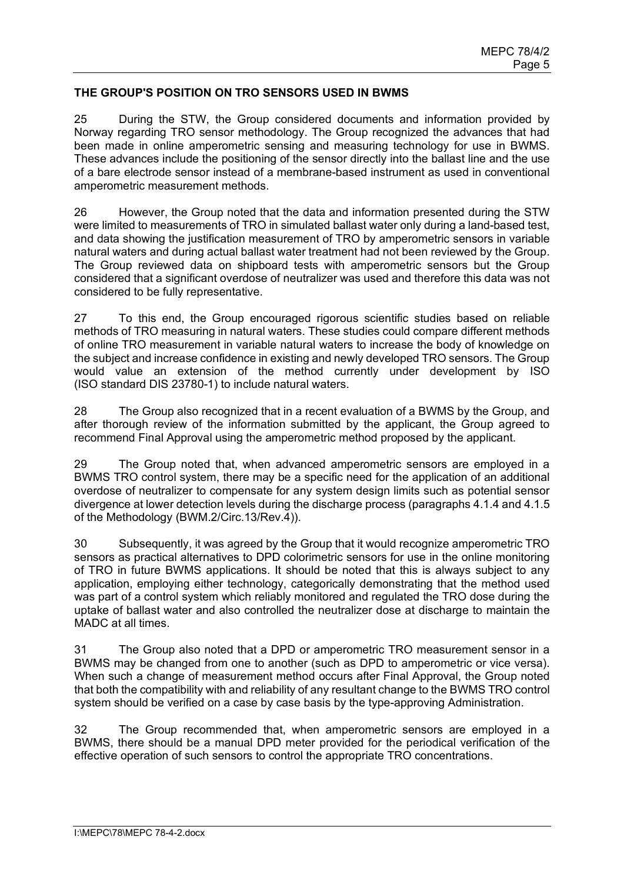**THE GROUP'S POSITION ON TRO SENSORS USED IN BWMS**

25 During the STW, the Group considered documents and information provided by Norway regarding TRO sensor methodology. The Group recognized the advances that had been made in online amperometric sensing and measuring technology for use in BWMS. These advances include the positioning of the sensor directly into the ballast line and the use of a bare electrode sensor instead of a membrane-based instrument as used in conventional amperometric measurement methods.

26 However, the Group noted that the data and information presented during the STW were limited to measurements of TRO in simulated ballast water only during a land-based test, and data showing the justification measurement of TRO by amperometric sensors in variable natural waters and during actual ballast water treatment had not been reviewed by the Group. The Group reviewed data on shipboard tests with amperometric sensors but the Group considered that a significant overdose of neutralizer was used and therefore this data was not considered to be fully representative.

27 To this end, the Group encouraged rigorous scientific studies based on reliable methods of TRO measuring in natural waters. These studies could compare different methods of online TRO measurement in variable natural waters to increase the body of knowledge on the subject and increase confidence in existing and newly developed TRO sensors. The Group would value an extension of the method currently under development by ISO (ISO standard DIS 23780-1) to include natural waters.

28 The Group also recognized that in a recent evaluation of a BWMS by the Group, and after thorough review of the information submitted by the applicant, the Group agreed to recommend Final Approval using the amperometric method proposed by the applicant.

29 The Group noted that, when advanced amperometric sensors are employed in a BWMS TRO control system, there may be a specific need for the application of an additional overdose of neutralizer to compensate for any system design limits such as potential sensor divergence at lower detection levels during the discharge process (paragraphs 4.1.4 and 4.1.5 of the Methodology (BWM.2/Circ.13/Rev.4)).

30 Subsequently, it was agreed by the Group that it would recognize amperometric TRO sensors as practical alternatives to DPD colorimetric sensors for use in the online monitoring of TRO in future BWMS applications. It should be noted that this is always subject to any application, employing either technology, categorically demonstrating that the method used was part of a control system which reliably monitored and regulated the TRO dose during the uptake of ballast water and also controlled the neutralizer dose at discharge to maintain the MADC at all times.

31 The Group also noted that a DPD or amperometric TRO measurement sensor in a BWMS may be changed from one to another (such as DPD to amperometric or vice versa). When such a change of measurement method occurs after Final Approval, the Group noted that both the compatibility with and reliability of any resultant change to the BWMS TRO control system should be verified on a case by case basis by the type-approving Administration.

32 The Group recommended that, when amperometric sensors are employed in a BWMS, there should be a manual DPD meter provided for the periodical verification of the effective operation of such sensors to control the appropriate TRO concentrations.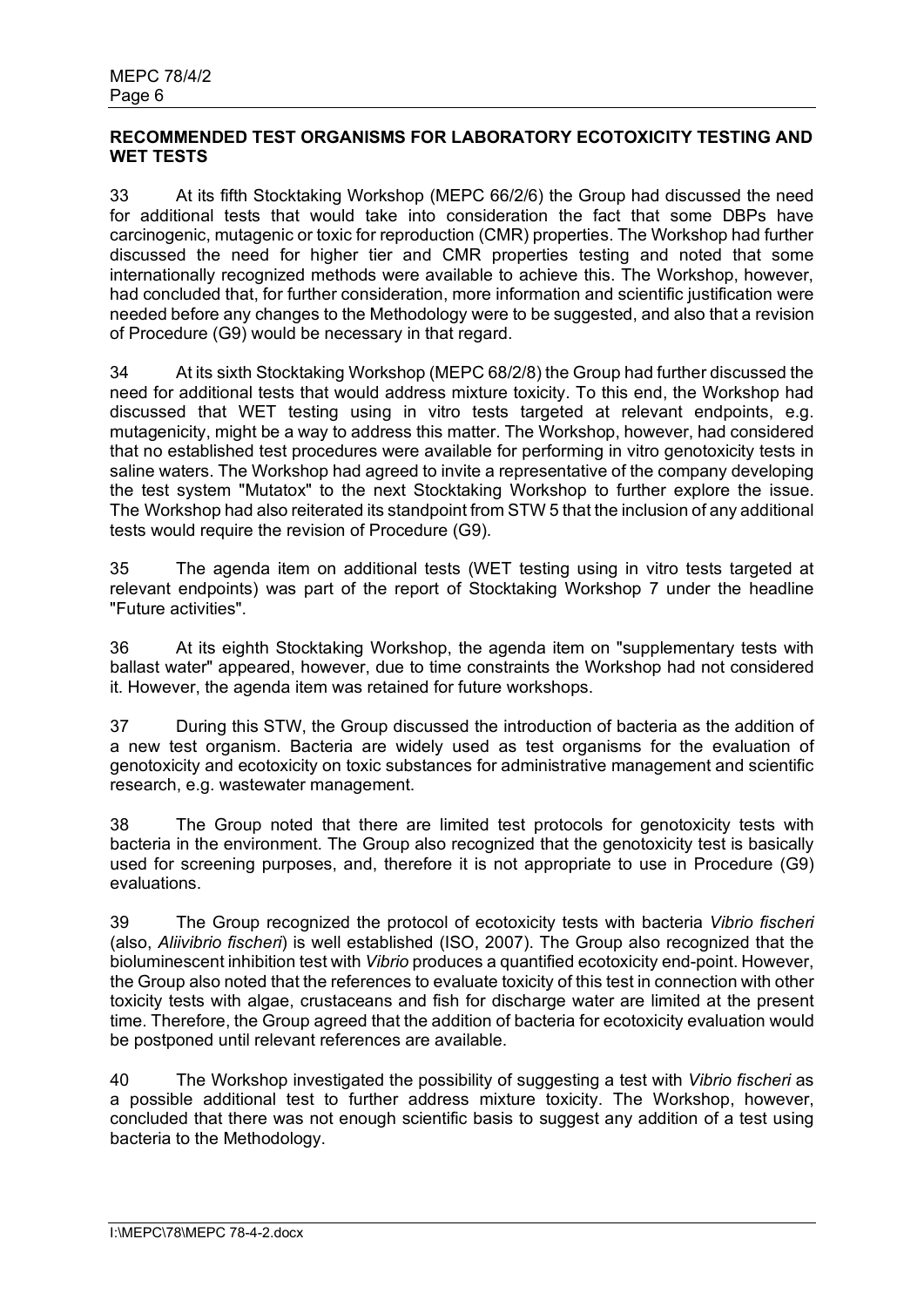### RECOMMENDED TEST ORGANISMS FOR LABORATORY ECOTOXICITY TESTING AND WET TESTS

33 At its fifth Stocktaking Workshop (MEPC 66/2/6) the Group had discussed the need for additional tests that would take into consideration the fact that some DBPs have carcinogenic, mutagenic or toxic for reproduction (CMR) properties. The Workshop had further discussed the need for higher tier and CMR properties testing and noted that some internationally recognized methods were available to achieve this. The Workshop, however, had concluded that, for further consideration, more information and scientific justification were needed before any changes to the Methodology were to be suggested, and also that a revision of Procedure (G9) would be necessary in that regard.

34 At its sixth Stocktaking Workshop (MEPC 68/2/8) the Group had further discussed the need for additional tests that would address mixture toxicity. To this end, the Workshop had discussed that WET testing using in vitro tests targeted at relevant endpoints, e.g. mutagenicity, might be a way to address this matter. The Workshop, however, had considered that no established test procedures were available for performing in vitro genotoxicity tests in saline waters. The Workshop had agreed to invite a representative of the company developing the test system "Mutatox" to the next Stocktaking Workshop to further explore the issue. The Workshop had also reiterated its standpoint from STW 5 that the inclusion of any additional tests would require the revision of Procedure (G9).

35 The agenda item on additional tests (WET testing using in vitro tests targeted at relevant endpoints) was part of the report of Stocktaking Workshop 7 under the headline "Future activities".

36 At its eighth Stocktaking Workshop, the agenda item on "supplementary tests with ballast water" appeared, however, due to time constraints the Workshop had not considered it. However, the agenda item was retained for future workshops.

37 During this STW, the Group discussed the introduction of bacteria as the addition of a new test organism. Bacteria are widely used as test organisms for the evaluation of genotoxicity and ecotoxicity on toxic substances for administrative management and scientific research, e.g. wastewater management.

38 The Group noted that there are limited test protocols for genotoxicity tests with bacteria in the environment. The Group also recognized that the genotoxicity test is basically used for screening purposes, and, therefore it is not appropriate to use in Procedure (G9) evaluations.

39 The Group recognized the protocol of ecotoxicity tests with bacteria *Vibrio fischeri* (also, *Aliivibrio fischeri*) is well established (ISO, 2007). The Group also recognized that the bioluminescent inhibition test with *Vibrio* produces a quantified ecotoxicity end-point. However, the Group also noted that the references to evaluate toxicity of this test in connection with other toxicity tests with algae, crustaceans and fish for discharge water are limited at the present time. Therefore, the Group agreed that the addition of bacteria for ecotoxicity evaluation would be postponed until relevant references are available.

40 The Workshop investigated the possibility of suggesting a test with *Vibrio fischeri* as a possible additional test to further address mixture toxicity. The Workshop, however, concluded that there was not enough scientific basis to suggest any addition of a test using bacteria to the Methodology.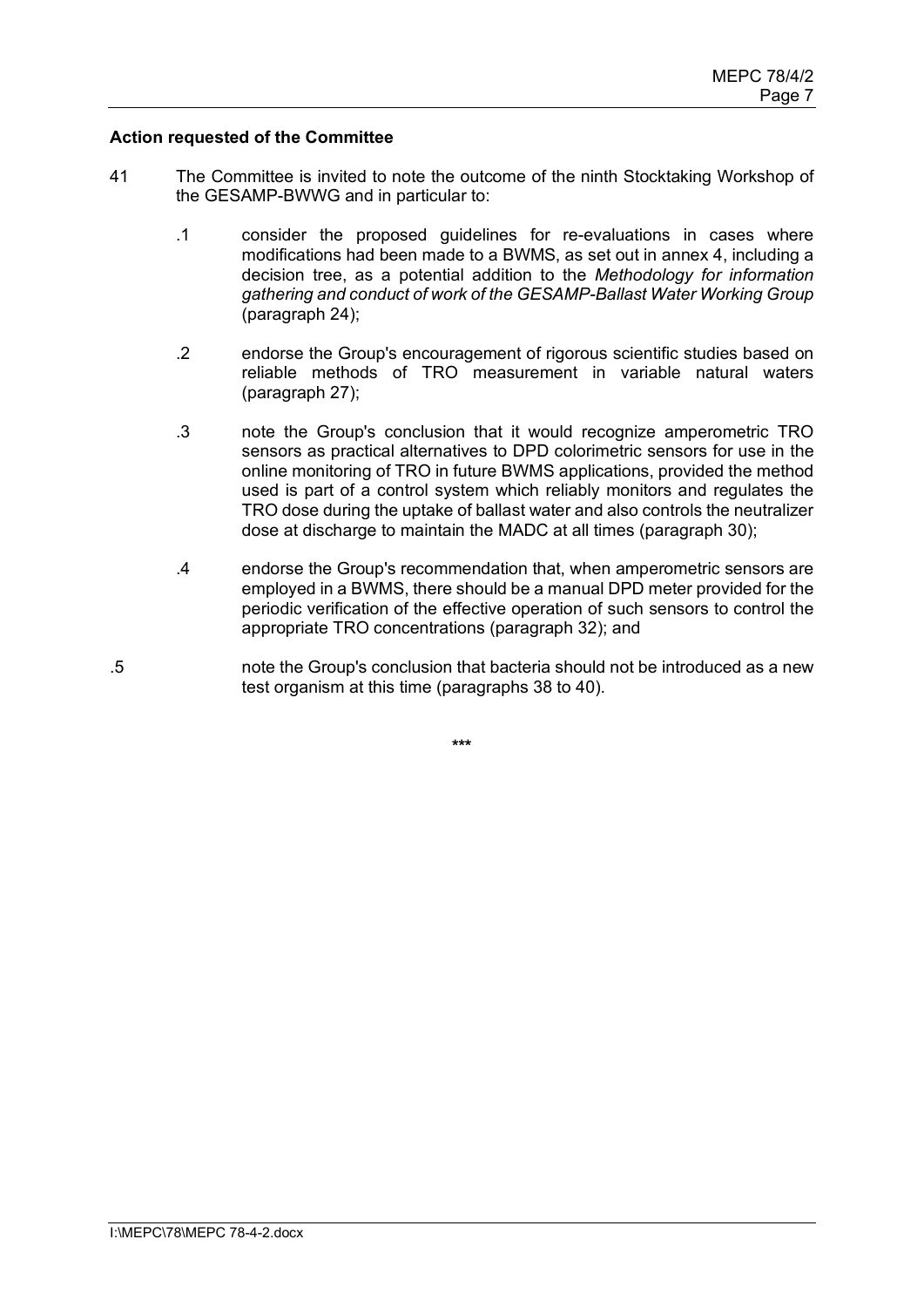**Action requested of the Committee**

41 The Committee is invited to note the outcome of the ninth Stocktaking Workshop of the GESAMP-BWWG and in particular to:

.1 consider the proposed guidelines for re-evaluations in cases where modifications had been made to a BWMS, as set out in annex 4, including a decision tree, as a potential addition to the *Methodology for information gathering and conduct of work of the GESAMP-Ballast Water Working Group* (paragraph 24);

.2 endorse the Group's encouragement of rigorous scientific studies based on reliable methods of TRO measurement in variable natural waters (paragraph 27);

.3 note the Group's conclusion that it would recognize amperometric TRO sensors as practical alternatives to DPD colorimetric sensors for use in the online monitoring of TRO in future BWMS applications, provided the method used is part of a control system which reliably monitors and regulates the TRO dose during the uptake of ballast water and also controls the neutralizer dose at discharge to maintain the MADC at all times (paragraph 30);

.4 endorse the Group's recommendation that, when amperometric sensors are employed in a BWMS, there should be a manual DPD meter provided for the periodic verification of the effective operation of such sensors to control the appropriate TRO concentrations (paragraph 32); and

.5 note the Group's conclusion that bacteria should not be introduced as a new test organism at this time (paragraphs 38 to 40).

\*\*\*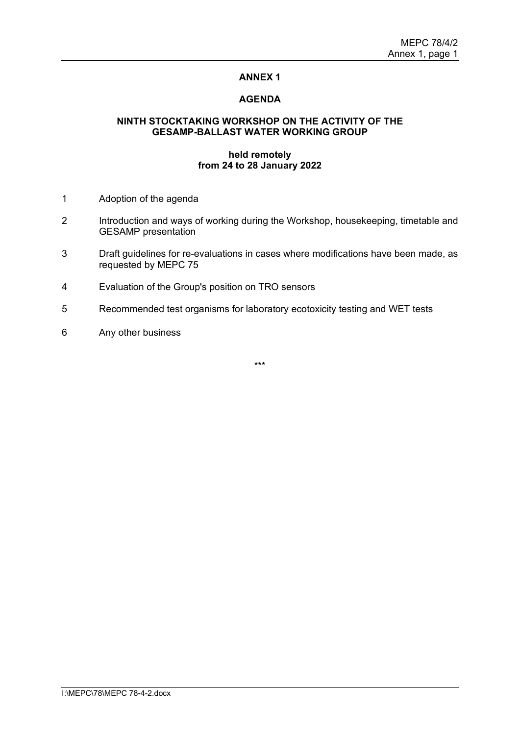# ANNEX 1

## AGENDA

### NINTH STOCKTAKING WORKSHOP ON THE ACTIVITY OF THE GESAMP-BALLAST WATER WORKING GROUP

**held remotely**
**from 24 to 28 January 2022**

1 Adoption of the agenda

2 Introduction and ways of working during the Workshop, housekeeping, timetable and GESAMP presentation

3 Draft guidelines for re-evaluations in cases where modifications have been made, as requested by MEPC 75

4 Evaluation of the Group's position on TRO sensors

5 Recommended test organisms for laboratory ecotoxicity testing and WET tests

6 Any other business

\*\*\*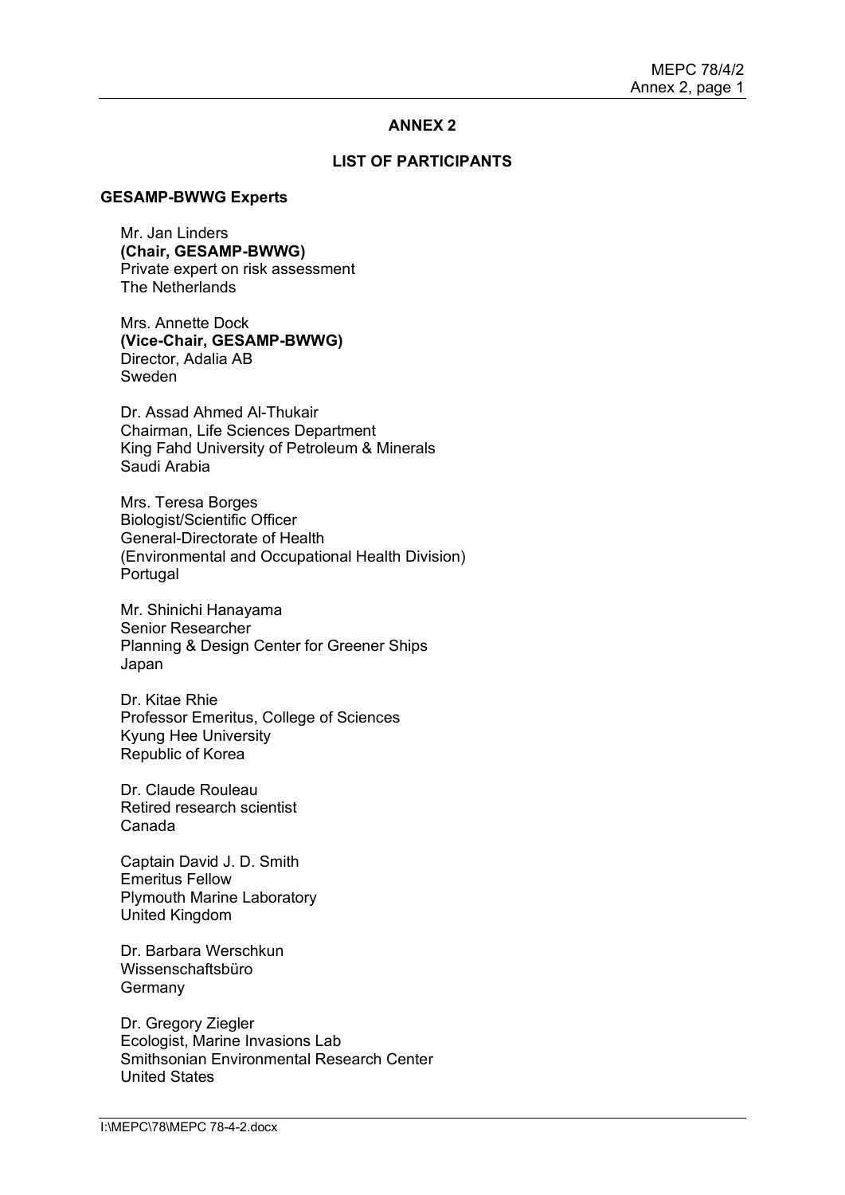## ANNEX 2

### LIST OF PARTICIPANTS

**GESAMP-BWWG Experts**

Mr. Jan Linders
**(Chair, GESAMP-BWWG)**
Private expert on risk assessment
The Netherlands

Mrs. Annette Dock
**(Vice-Chair, GESAMP-BWWG)**
Director, Adalia AB
Sweden

Dr. Assad Ahmed Al-Thukair
Chairman, Life Sciences Department
King Fahd University of Petroleum & Minerals
Saudi Arabia

Mrs. Teresa Borges
Biologist/Scientific Officer
General-Directorate of Health
(Environmental and Occupational Health Division)
Portugal

Mr. Shinichi Hanayama
Senior Researcher
Planning & Design Center for Greener Ships
Japan

Dr. Kitae Rhie
Professor Emeritus, College of Sciences
Kyung Hee University
Republic of Korea

Dr. Claude Rouleau
Retired research scientist
Canada

Captain David J. D. Smith
Emeritus Fellow
Plymouth Marine Laboratory
United Kingdom

Dr. Barbara Werschkun
Wissenschaftsbüro
Germany

Dr. Gregory Ziegler
Ecologist, Marine Invasions Lab
Smithsonian Environmental Research Center
United States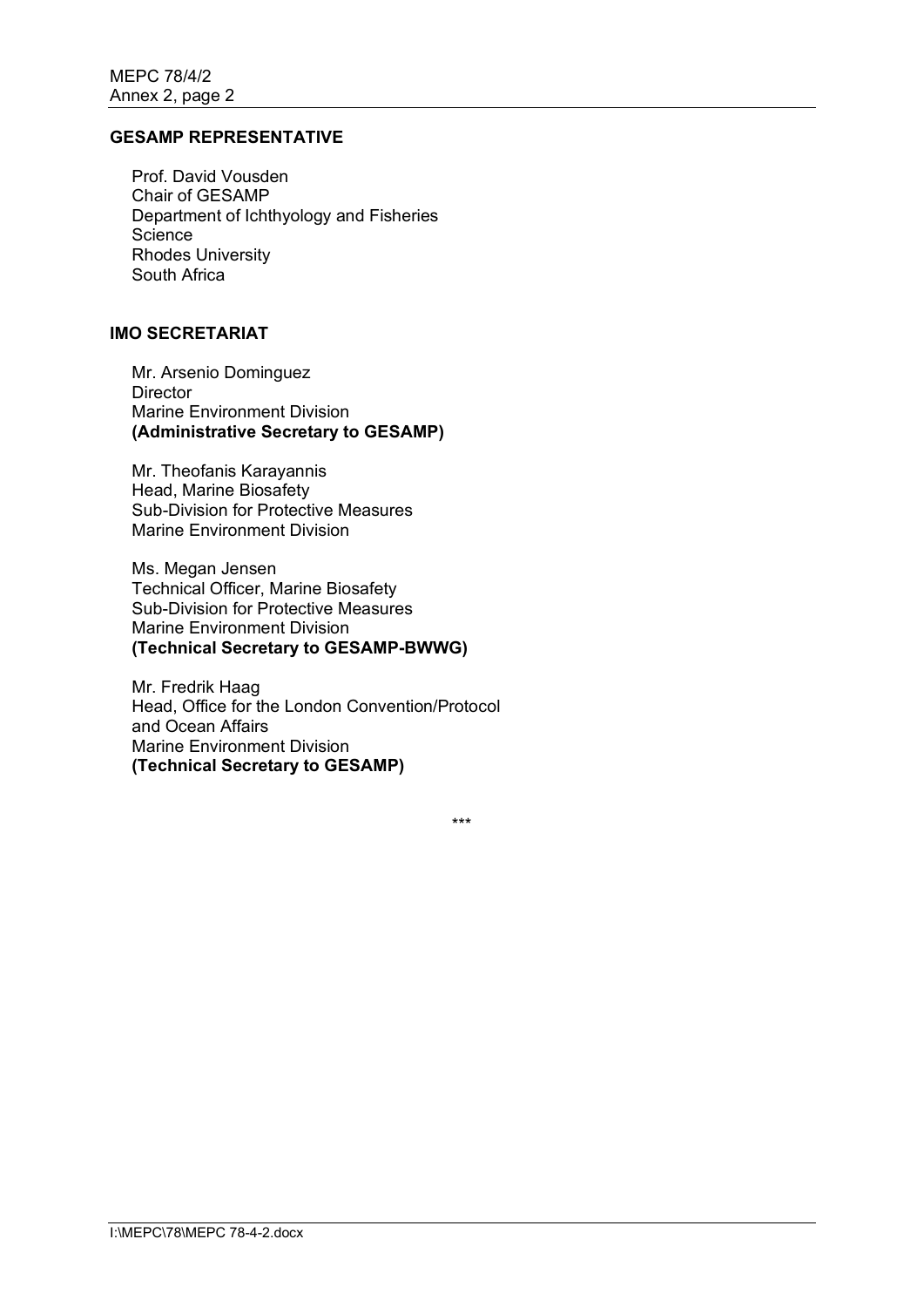**GESAMP REPRESENTATIVE**

Prof. David Vousden
Chair of GESAMP
Department of Ichthyology and Fisheries Science
Rhodes University
South Africa

**IMO SECRETARIAT**

Mr. Arsenio Dominguez
Director
Marine Environment Division
**(Administrative Secretary to GESAMP)**

Mr. Theofanis Karayannis
Head, Marine Biosafety
Sub-Division for Protective Measures
Marine Environment Division

Ms. Megan Jensen
Technical Officer, Marine Biosafety
Sub-Division for Protective Measures
Marine Environment Division
**(Technical Secretary to GESAMP-BWWG)**

Mr. Fredrik Haag
Head, Office for the London Convention/Protocol and Ocean Affairs
Marine Environment Division
**(Technical Secretary to GESAMP)**

\*\*\*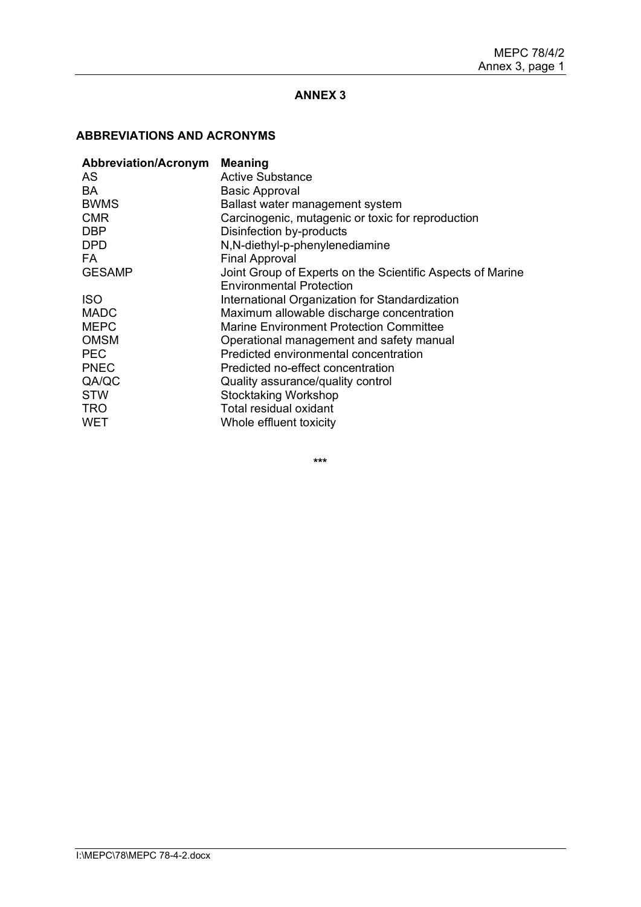## ANNEX 3

### ABBREVIATIONS AND ACRONYMS

| Abbreviation/Acronym | Meaning |
|---|---|
| AS | Active Substance |
| BA | Basic Approval |
| BWMS | Ballast water management system |
| CMR | Carcinogenic, mutagenic or toxic for reproduction |
| DBP | Disinfection by-products |
| DPD | N,N-diethyl-p-phenylenediamine |
| FA | Final Approval |
| GESAMP | Joint Group of Experts on the Scientific Aspects of Marine Environmental Protection |
| ISO | International Organization for Standardization |
| MADC | Maximum allowable discharge concentration |
| MEPC | Marine Environment Protection Committee |
| OMSM | Operational management and safety manual |
| PEC | Predicted environmental concentration |
| PNEC | Predicted no-effect concentration |
| QA/QC | Quality assurance/quality control |
| STW | Stocktaking Workshop |
| TRO | Total residual oxidant |
| WET | Whole effluent toxicity |

***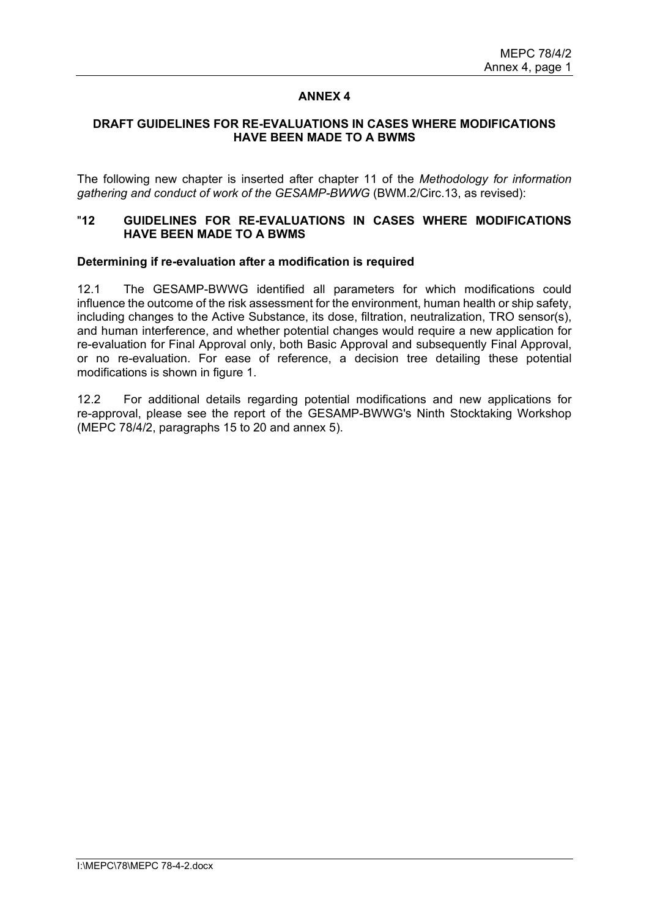## ANNEX 4

### DRAFT GUIDELINES FOR RE-EVALUATIONS IN CASES WHERE MODIFICATIONS HAVE BEEN MADE TO A BWMS

The following new chapter is inserted after chapter 11 of the *Methodology for information gathering and conduct of work of the GESAMP-BWWG* (BWM.2/Circ.13, as revised):

### "12 GUIDELINES FOR RE-EVALUATIONS IN CASES WHERE MODIFICATIONS HAVE BEEN MADE TO A BWMS

#### Determining if re-evaluation after a modification is required

12.1 The GESAMP-BWWG identified all parameters for which modifications could influence the outcome of the risk assessment for the environment, human health or ship safety, including changes to the Active Substance, its dose, filtration, neutralization, TRO sensor(s), and human interference, and whether potential changes would require a new application for re-evaluation for Final Approval only, both Basic Approval and subsequently Final Approval, or no re-evaluation. For ease of reference, a decision tree detailing these potential modifications is shown in figure 1.

12.2 For additional details regarding potential modifications and new applications for re-approval, please see the report of the GESAMP-BWWG's Ninth Stocktaking Workshop (MEPC 78/4/2, paragraphs 15 to 20 and annex 5).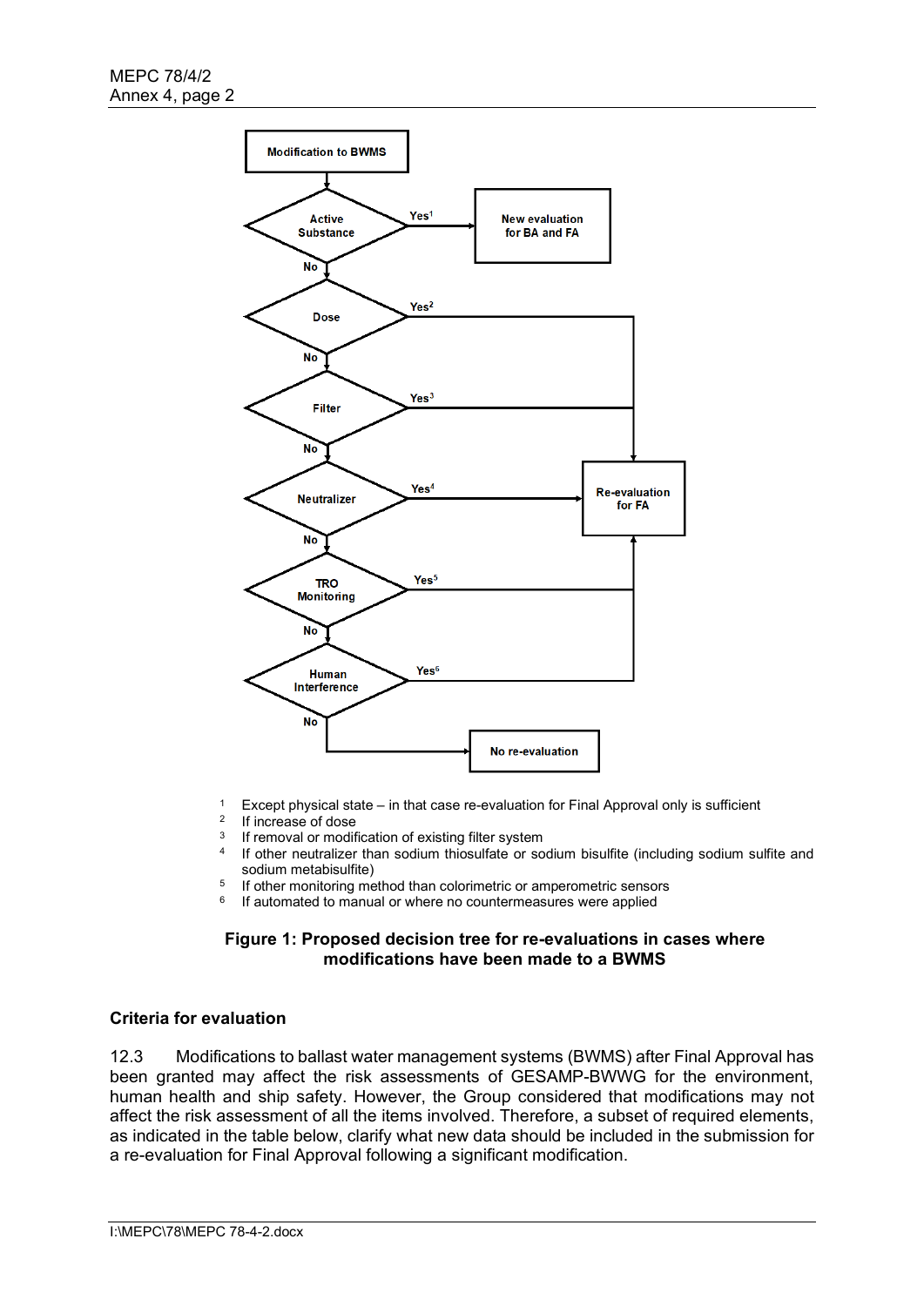Modification to BWMS

- Active Substance — Yes[1] → New evaluation for BA and FA; No ↓
- Dose — Yes[2] → Re-evaluation for FA; No ↓
- Filter — Yes[3] → Re-evaluation for FA; No ↓
- Neutralizer — Yes[4] → Re-evaluation for FA; No ↓
- TRO Monitoring — Yes[5] → Re-evaluation for FA; No ↓
- Human Interference — Yes[6] → Re-evaluation for FA; No → No re-evaluation

[1] Except physical state – in that case re-evaluation for Final Approval only is sufficient
[2] If increase of dose
[3] If removal or modification of existing filter system
[4] If other neutralizer than sodium thiosulfate or sodium bisulfite (including sodium sulfite and sodium metabisulfite)
[5] If other monitoring method than colorimetric or amperometric sensors
[6] If automated to manual or where no countermeasures were applied

**Figure 1: Proposed decision tree for re-evaluations in cases where modifications have been made to a BWMS**

### Criteria for evaluation

12.3 Modifications to ballast water management systems (BWMS) after Final Approval has been granted may affect the risk assessments of GESAMP-BWWG for the environment, human health and ship safety. However, the Group considered that modifications may not affect the risk assessment of all the items involved. Therefore, a subset of required elements, as indicated in the table below, clarify what new data should be included in the submission for a re-evaluation for Final Approval following a significant modification.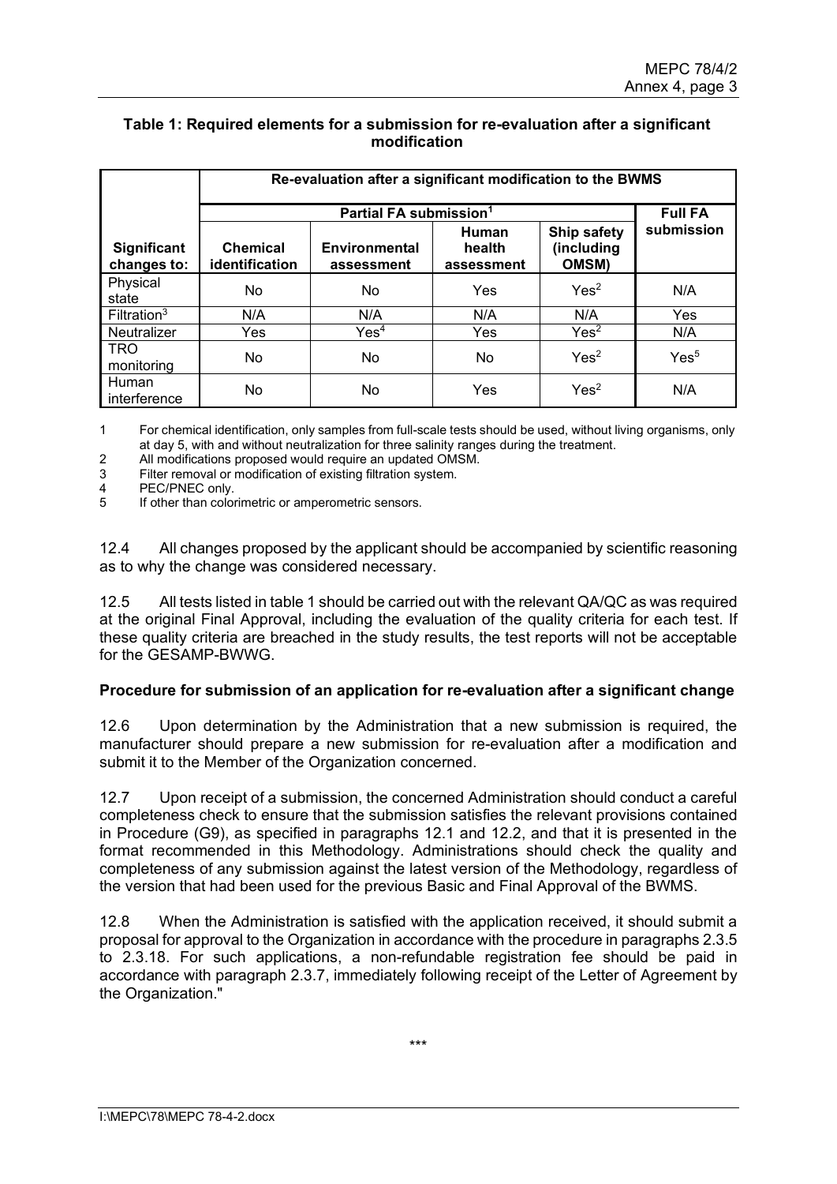**Table 1: Required elements for a submission for re-evaluation after a significant modification**

| | Re-evaluation after a significant modification to the BWMS | | | | |
|---|---|---|---|---|---|
| | Partial FA submission[1] | | | | Full FA submission |
| Significant changes to: | Chemical identification | Environmental assessment | Human health assessment | Ship safety (including OMSM) | |
| Physical state | No | No | Yes | Yes[2] | N/A |
| Filtration[3] | N/A | N/A | N/A | N/A | Yes |
| Neutralizer | Yes | Yes[4] | Yes | Yes[2] | N/A |
| TRO monitoring | No | No | No | Yes[2] | Yes[5] |
| Human interference | No | No | Yes | Yes[2] | N/A |

1 For chemical identification, only samples from full-scale tests should be used, without living organisms, only at day 5, with and without neutralization for three salinity ranges during the treatment.
2 All modifications proposed would require an updated OMSM.
3 Filter removal or modification of existing filtration system.
4 PEC/PNEC only.
5 If other than colorimetric or amperometric sensors.

12.4 All changes proposed by the applicant should be accompanied by scientific reasoning as to why the change was considered necessary.

12.5 All tests listed in table 1 should be carried out with the relevant QA/QC as was required at the original Final Approval, including the evaluation of the quality criteria for each test. If these quality criteria are breached in the study results, the test reports will not be acceptable for the GESAMP-BWWG.

**Procedure for submission of an application for re-evaluation after a significant change**

12.6 Upon determination by the Administration that a new submission is required, the manufacturer should prepare a new submission for re-evaluation after a modification and submit it to the Member of the Organization concerned.

12.7 Upon receipt of a submission, the concerned Administration should conduct a careful completeness check to ensure that the submission satisfies the relevant provisions contained in Procedure (G9), as specified in paragraphs 12.1 and 12.2, and that it is presented in the format recommended in this Methodology. Administrations should check the quality and completeness of any submission against the latest version of the Methodology, regardless of the version that had been used for the previous Basic and Final Approval of the BWMS.

12.8 When the Administration is satisfied with the application received, it should submit a proposal for approval to the Organization in accordance with the procedure in paragraphs 2.3.5 to 2.3.18. For such applications, a non-refundable registration fee should be paid in accordance with paragraph 2.3.7, immediately following receipt of the Letter of Agreement by the Organization."

\*\*\*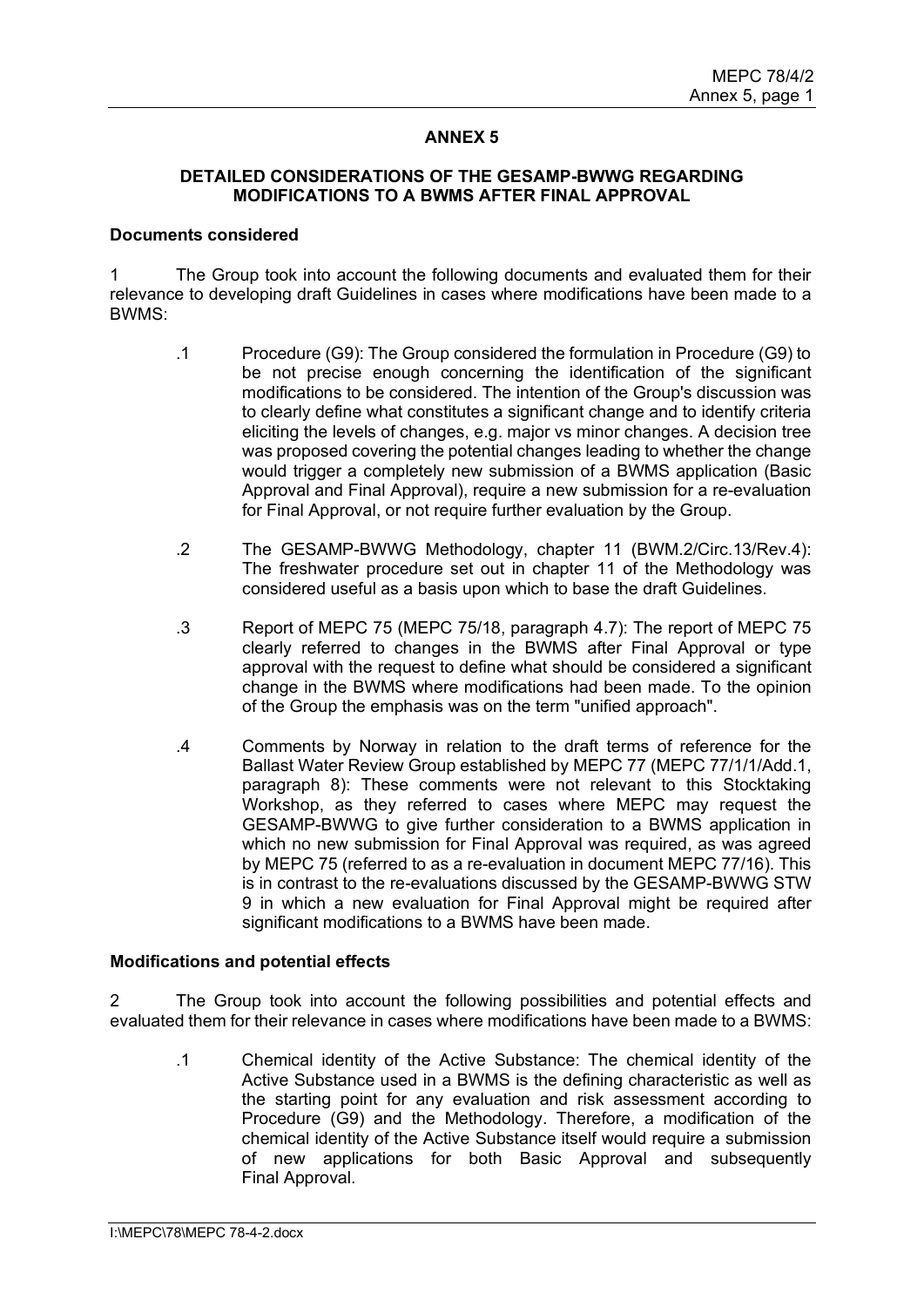# ANNEX 5

## DETAILED CONSIDERATIONS OF THE GESAMP-BWWG REGARDING MODIFICATIONS TO A BWMS AFTER FINAL APPROVAL

### Documents considered

1 The Group took into account the following documents and evaluated them for their relevance to developing draft Guidelines in cases where modifications have been made to a BWMS:

.1 Procedure (G9): The Group considered the formulation in Procedure (G9) to be not precise enough concerning the identification of the significant modifications to be considered. The intention of the Group's discussion was to clearly define what constitutes a significant change and to identify criteria eliciting the levels of changes, e.g. major vs minor changes. A decision tree was proposed covering the potential changes leading to whether the change would trigger a completely new submission of a BWMS application (Basic Approval and Final Approval), require a new submission for a re-evaluation for Final Approval, or not require further evaluation by the Group.

.2 The GESAMP-BWWG Methodology, chapter 11 (BWM.2/Circ.13/Rev.4): The freshwater procedure set out in chapter 11 of the Methodology was considered useful as a basis upon which to base the draft Guidelines.

.3 Report of MEPC 75 (MEPC 75/18, paragraph 4.7): The report of MEPC 75 clearly referred to changes in the BWMS after Final Approval or type approval with the request to define what should be considered a significant change in the BWMS where modifications had been made. To the opinion of the Group the emphasis was on the term "unified approach".

.4 Comments by Norway in relation to the draft terms of reference for the Ballast Water Review Group established by MEPC 77 (MEPC 77/1/1/Add.1, paragraph 8): These comments were not relevant to this Stocktaking Workshop, as they referred to cases where MEPC may request the GESAMP-BWWG to give further consideration to a BWMS application in which no new submission for Final Approval was required, as was agreed by MEPC 75 (referred to as a re-evaluation in document MEPC 77/16). This is in contrast to the re-evaluations discussed by the GESAMP-BWWG STW 9 in which a new evaluation for Final Approval might be required after significant modifications to a BWMS have been made.

### Modifications and potential effects

2 The Group took into account the following possibilities and potential effects and evaluated them for their relevance in cases where modifications have been made to a BWMS:

.1 Chemical identity of the Active Substance: The chemical identity of the Active Substance used in a BWMS is the defining characteristic as well as the starting point for any evaluation and risk assessment according to Procedure (G9) and the Methodology. Therefore, a modification of the chemical identity of the Active Substance itself would require a submission of new applications for both Basic Approval and subsequently Final Approval.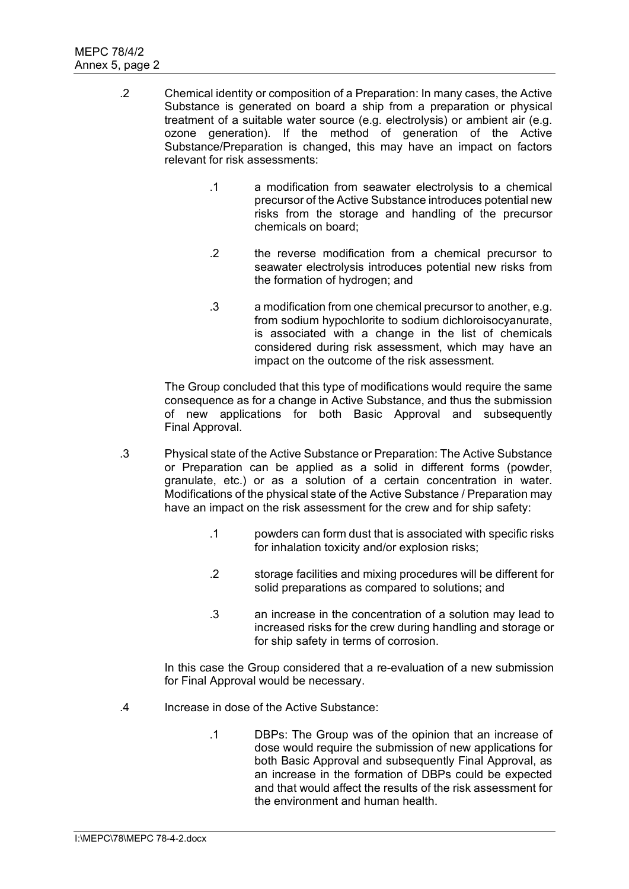.2 Chemical identity or composition of a Preparation: In many cases, the Active Substance is generated on board a ship from a preparation or physical treatment of a suitable water source (e.g. electrolysis) or ambient air (e.g. ozone generation). If the method of generation of the Active Substance/Preparation is changed, this may have an impact on factors relevant for risk assessments:

   .1 a modification from seawater electrolysis to a chemical precursor of the Active Substance introduces potential new risks from the storage and handling of the precursor chemicals on board;

   .2 the reverse modification from a chemical precursor to seawater electrolysis introduces potential new risks from the formation of hydrogen; and

   .3 a modification from one chemical precursor to another, e.g. from sodium hypochlorite to sodium dichloroisocyanurate, is associated with a change in the list of chemicals considered during risk assessment, which may have an impact on the outcome of the risk assessment.

   The Group concluded that this type of modifications would require the same consequence as for a change in Active Substance, and thus the submission of new applications for both Basic Approval and subsequently Final Approval.

.3 Physical state of the Active Substance or Preparation: The Active Substance or Preparation can be applied as a solid in different forms (powder, granulate, etc.) or as a solution of a certain concentration in water. Modifications of the physical state of the Active Substance / Preparation may have an impact on the risk assessment for the crew and for ship safety:

   .1 powders can form dust that is associated with specific risks for inhalation toxicity and/or explosion risks;

   .2 storage facilities and mixing procedures will be different for solid preparations as compared to solutions; and

   .3 an increase in the concentration of a solution may lead to increased risks for the crew during handling and storage or for ship safety in terms of corrosion.

   In this case the Group considered that a re-evaluation of a new submission for Final Approval would be necessary.

.4 Increase in dose of the Active Substance:

   .1 DBPs: The Group was of the opinion that an increase of dose would require the submission of new applications for both Basic Approval and subsequently Final Approval, as an increase in the formation of DBPs could be expected and that would affect the results of the risk assessment for the environment and human health.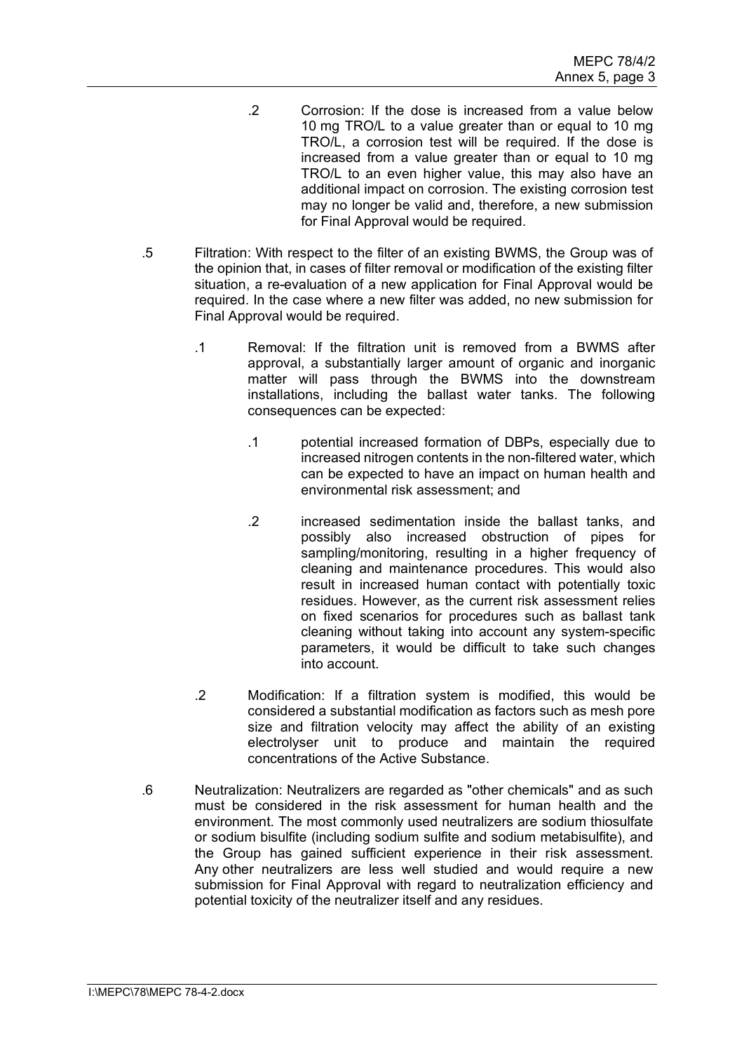.2 Corrosion: If the dose is increased from a value below 10 mg TRO/L to a value greater than or equal to 10 mg TRO/L, a corrosion test will be required. If the dose is increased from a value greater than or equal to 10 mg TRO/L to an even higher value, this may also have an additional impact on corrosion. The existing corrosion test may no longer be valid and, therefore, a new submission for Final Approval would be required.

.5 Filtration: With respect to the filter of an existing BWMS, the Group was of the opinion that, in cases of filter removal or modification of the existing filter situation, a re-evaluation of a new application for Final Approval would be required. In the case where a new filter was added, no new submission for Final Approval would be required.

.1 Removal: If the filtration unit is removed from a BWMS after approval, a substantially larger amount of organic and inorganic matter will pass through the BWMS into the downstream installations, including the ballast water tanks. The following consequences can be expected:

.1 potential increased formation of DBPs, especially due to increased nitrogen contents in the non-filtered water, which can be expected to have an impact on human health and environmental risk assessment; and

.2 increased sedimentation inside the ballast tanks, and possibly also increased obstruction of pipes for sampling/monitoring, resulting in a higher frequency of cleaning and maintenance procedures. This would also result in increased human contact with potentially toxic residues. However, as the current risk assessment relies on fixed scenarios for procedures such as ballast tank cleaning without taking into account any system-specific parameters, it would be difficult to take such changes into account.

.2 Modification: If a filtration system is modified, this would be considered a substantial modification as factors such as mesh pore size and filtration velocity may affect the ability of an existing electrolyser unit to produce and maintain the required concentrations of the Active Substance.

.6 Neutralization: Neutralizers are regarded as "other chemicals" and as such must be considered in the risk assessment for human health and the environment. The most commonly used neutralizers are sodium thiosulfate or sodium bisulfite (including sodium sulfite and sodium metabisulfite), and the Group has gained sufficient experience in their risk assessment. Any other neutralizers are less well studied and would require a new submission for Final Approval with regard to neutralization efficiency and potential toxicity of the neutralizer itself and any residues.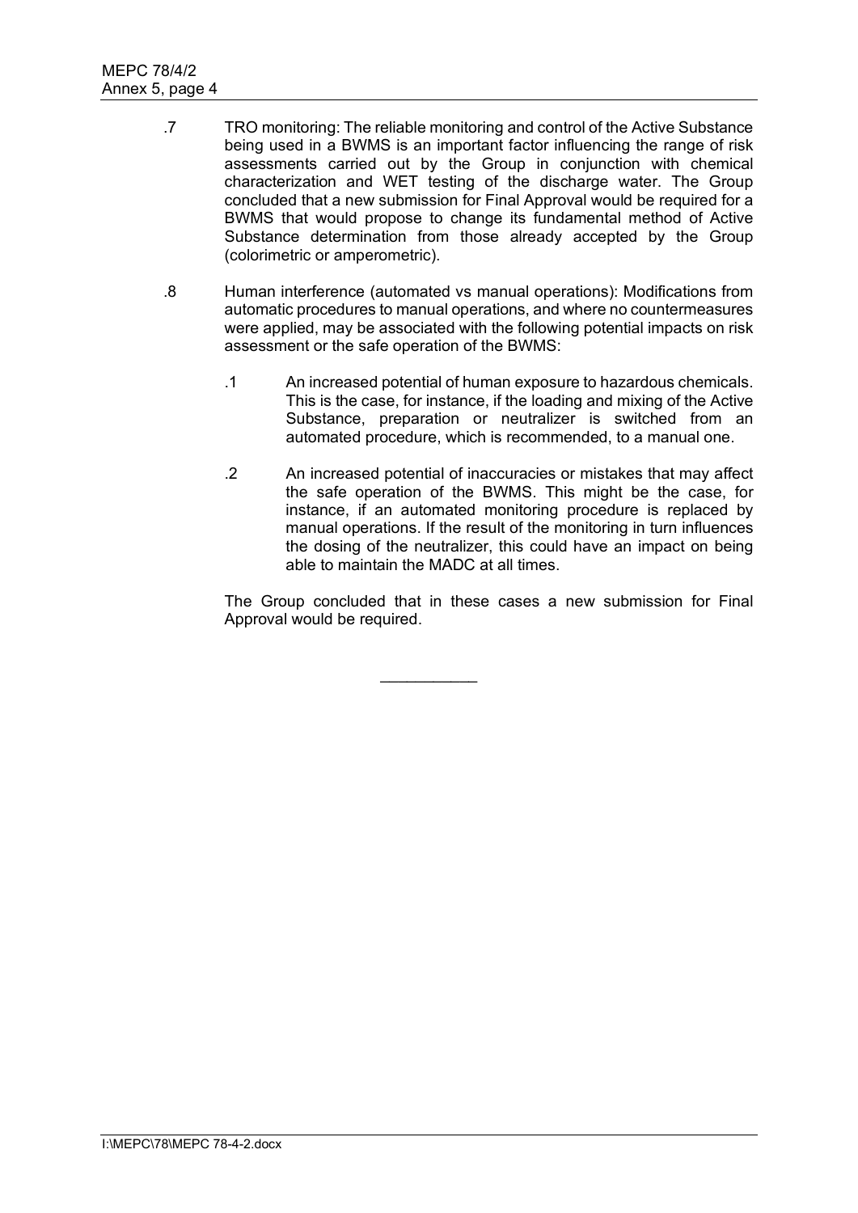.7 TRO monitoring: The reliable monitoring and control of the Active Substance being used in a BWMS is an important factor influencing the range of risk assessments carried out by the Group in conjunction with chemical characterization and WET testing of the discharge water. The Group concluded that a new submission for Final Approval would be required for a BWMS that would propose to change its fundamental method of Active Substance determination from those already accepted by the Group (colorimetric or amperometric).

.8 Human interference (automated vs manual operations): Modifications from automatic procedures to manual operations, and where no countermeasures were applied, may be associated with the following potential impacts on risk assessment or the safe operation of the BWMS:

.1 An increased potential of human exposure to hazardous chemicals. This is the case, for instance, if the loading and mixing of the Active Substance, preparation or neutralizer is switched from an automated procedure, which is recommended, to a manual one.

.2 An increased potential of inaccuracies or mistakes that may affect the safe operation of the BWMS. This might be the case, for instance, if an automated monitoring procedure is replaced by manual operations. If the result of the monitoring in turn influences the dosing of the neutralizer, this could have an impact on being able to maintain the MADC at all times.

The Group concluded that in these cases a new submission for Final Approval would be required.

\_\_\_\_\_\_\_\_\_\_\_